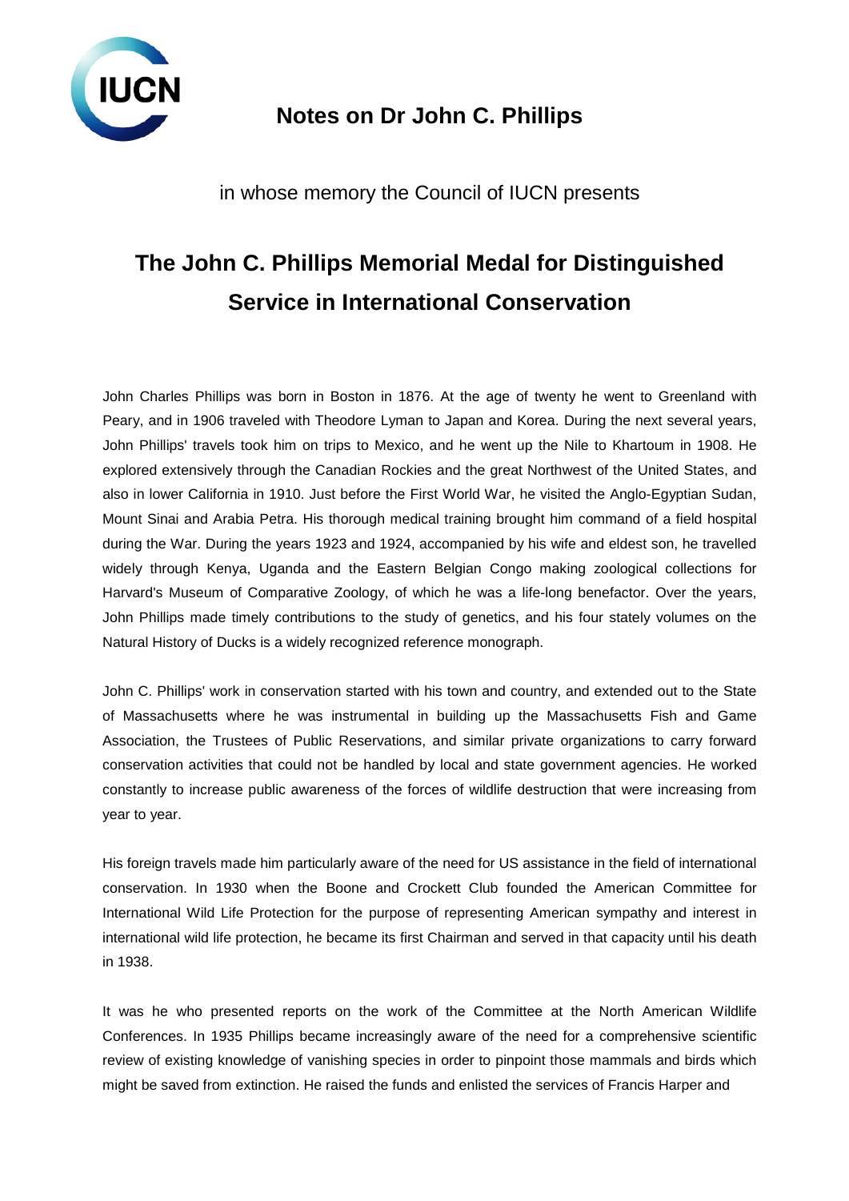# Notes on Dr John C. Phillips

in whose memory the Council of IUCN presents

## The John C. Phillips Memorial Medal for Distinguished Service in International Conservation

John Charles Phillips was born in Boston in 1876. At the age of twenty he went to Greenland with Peary, and in 1906 traveled with Theodore Lyman to Japan and Korea. During the next several years, John Phillips' travels took him on trips to Mexico, and he went up the Nile to Khartoum in 1908. He explored extensively through the Canadian Rockies and the great Northwest of the United States, and also in lower California in 1910. Just before the First World War, he visited the Anglo-Egyptian Sudan, Mount Sinai and Arabia Petra. His thorough medical training brought him command of a field hospital during the War. During the years 1923 and 1924, accompanied by his wife and eldest son, he travelled widely through Kenya, Uganda and the Eastern Belgian Congo making zoological collections for Harvard's Museum of Comparative Zoology, of which he was a life-long benefactor. Over the years, John Phillips made timely contributions to the study of genetics, and his four stately volumes on the Natural History of Ducks is a widely recognized reference monograph.

John C. Phillips' work in conservation started with his town and country, and extended out to the State of Massachusetts where he was instrumental in building up the Massachusetts Fish and Game Association, the Trustees of Public Reservations, and similar private organizations to carry forward conservation activities that could not be handled by local and state government agencies. He worked constantly to increase public awareness of the forces of wildlife destruction that were increasing from year to year.

His foreign travels made him particularly aware of the need for US assistance in the field of international conservation. In 1930 when the Boone and Crockett Club founded the American Committee for International Wild Life Protection for the purpose of representing American sympathy and interest in international wild life protection, he became its first Chairman and served in that capacity until his death in 1938.

It was he who presented reports on the work of the Committee at the North American Wildlife Conferences. In 1935 Phillips became increasingly aware of the need for a comprehensive scientific review of existing knowledge of vanishing species in order to pinpoint those mammals and birds which might be saved from extinction. He raised the funds and enlisted the services of Francis Harper and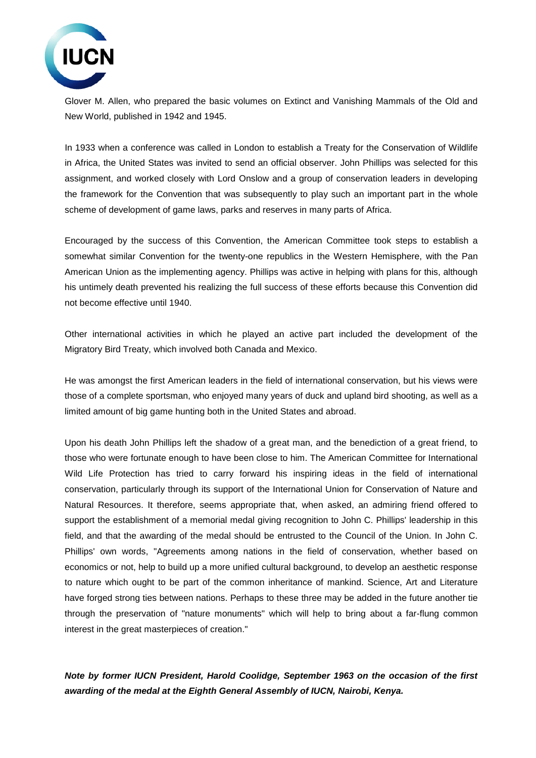Glover M. Allen, who prepared the basic volumes on Extinct and Vanishing Mammals of the Old and New World, published in 1942 and 1945.

In 1933 when a conference was called in London to establish a Treaty for the Conservation of Wildlife in Africa, the United States was invited to send an official observer. John Phillips was selected for this assignment, and worked closely with Lord Onslow and a group of conservation leaders in developing the framework for the Convention that was subsequently to play such an important part in the whole scheme of development of game laws, parks and reserves in many parts of Africa.

Encouraged by the success of this Convention, the American Committee took steps to establish a somewhat similar Convention for the twenty-one republics in the Western Hemisphere, with the Pan American Union as the implementing agency. Phillips was active in helping with plans for this, although his untimely death prevented his realizing the full success of these efforts because this Convention did not become effective until 1940.

Other international activities in which he played an active part included the development of the Migratory Bird Treaty, which involved both Canada and Mexico.

He was amongst the first American leaders in the field of international conservation, but his views were those of a complete sportsman, who enjoyed many years of duck and upland bird shooting, as well as a limited amount of big game hunting both in the United States and abroad.

Upon his death John Phillips left the shadow of a great man, and the benediction of a great friend, to those who were fortunate enough to have been close to him. The American Committee for International Wild Life Protection has tried to carry forward his inspiring ideas in the field of international conservation, particularly through its support of the International Union for Conservation of Nature and Natural Resources. It therefore, seems appropriate that, when asked, an admiring friend offered to support the establishment of a memorial medal giving recognition to John C. Phillips' leadership in this field, and that the awarding of the medal should be entrusted to the Council of the Union. In John C. Phillips' own words, "Agreements among nations in the field of conservation, whether based on economics or not, help to build up a more unified cultural background, to develop an aesthetic response to nature which ought to be part of the common inheritance of mankind. Science, Art and Literature have forged strong ties between nations. Perhaps to these three may be added in the future another tie through the preservation of "nature monuments" which will help to bring about a far-flung common interest in the great masterpieces of creation."

***Note by former IUCN President, Harold Coolidge, September 1963 on the occasion of the first awarding of the medal at the Eighth General Assembly of IUCN, Nairobi, Kenya.***